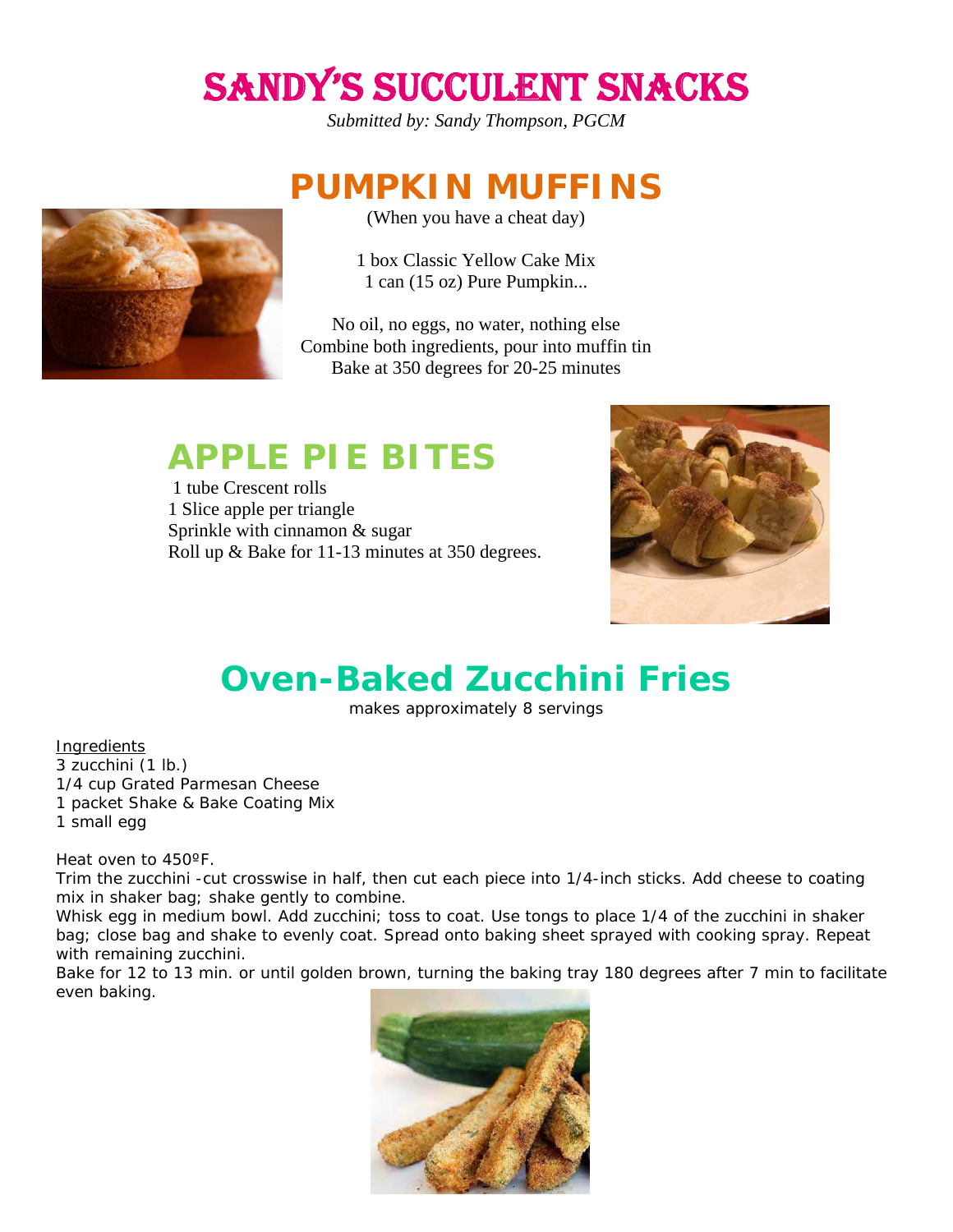# SANDY'S SUCCULENT SNACKS

*Submitted by: Sandy Thompson, PGCM*

## PUMPKIN MUFFINS

(When you have a cheat day)

1 box Classic Yellow Cake Mix
1 can (15 oz) Pure Pumpkin...

No oil, no eggs, no water, nothing else
Combine both ingredients, pour into muffin tin
Bake at 350 degrees for 20-25 minutes

## APPLE PIE BITES

1 tube Crescent rolls
1 Slice apple per triangle
Sprinkle with cinnamon & sugar
Roll up & Bake for 11-13 minutes at 350 degrees.

## Oven-Baked Zucchini Fries

makes approximately 8 servings

Ingredients
3 zucchini (1 lb.)
1/4 cup Grated Parmesan Cheese
1 packet Shake & Bake Coating Mix
1 small egg

Heat oven to 450ºF.

Trim the zucchini -cut crosswise in half, then cut each piece into 1/4-inch sticks. Add cheese to coating mix in shaker bag; shake gently to combine.

Whisk egg in medium bowl. Add zucchini; toss to coat. Use tongs to place 1/4 of the zucchini in shaker bag; close bag and shake to evenly coat. Spread onto baking sheet sprayed with cooking spray. Repeat with remaining zucchini.

Bake for 12 to 13 min. or until golden brown, turning the baking tray 180 degrees after 7 min to facilitate even baking.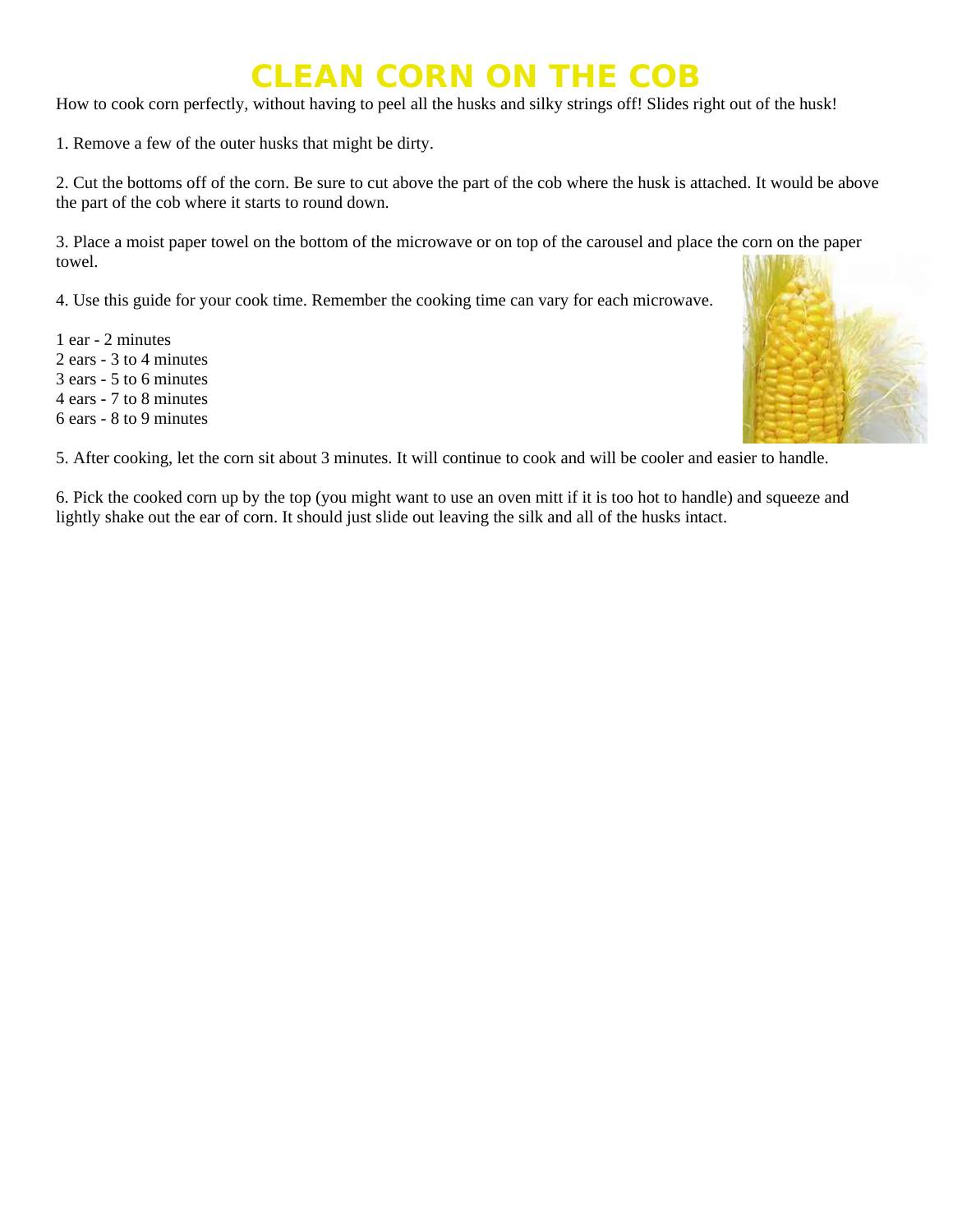# CLEAN CORN ON THE COB

How to cook corn perfectly, without having to peel all the husks and silky strings off! Slides right out of the husk!

1. Remove a few of the outer husks that might be dirty.

2. Cut the bottoms off of the corn. Be sure to cut above the part of the cob where the husk is attached. It would be above the part of the cob where it starts to round down.

3. Place a moist paper towel on the bottom of the microwave or on top of the carousel and place the corn on the paper towel.

4. Use this guide for your cook time. Remember the cooking time can vary for each microwave.

1 ear - 2 minutes
2 ears - 3 to 4 minutes
3 ears - 5 to 6 minutes
4 ears - 7 to 8 minutes
6 ears - 8 to 9 minutes

5. After cooking, let the corn sit about 3 minutes. It will continue to cook and will be cooler and easier to handle.

6. Pick the cooked corn up by the top (you might want to use an oven mitt if it is too hot to handle) and squeeze and lightly shake out the ear of corn. It should just slide out leaving the silk and all of the husks intact.